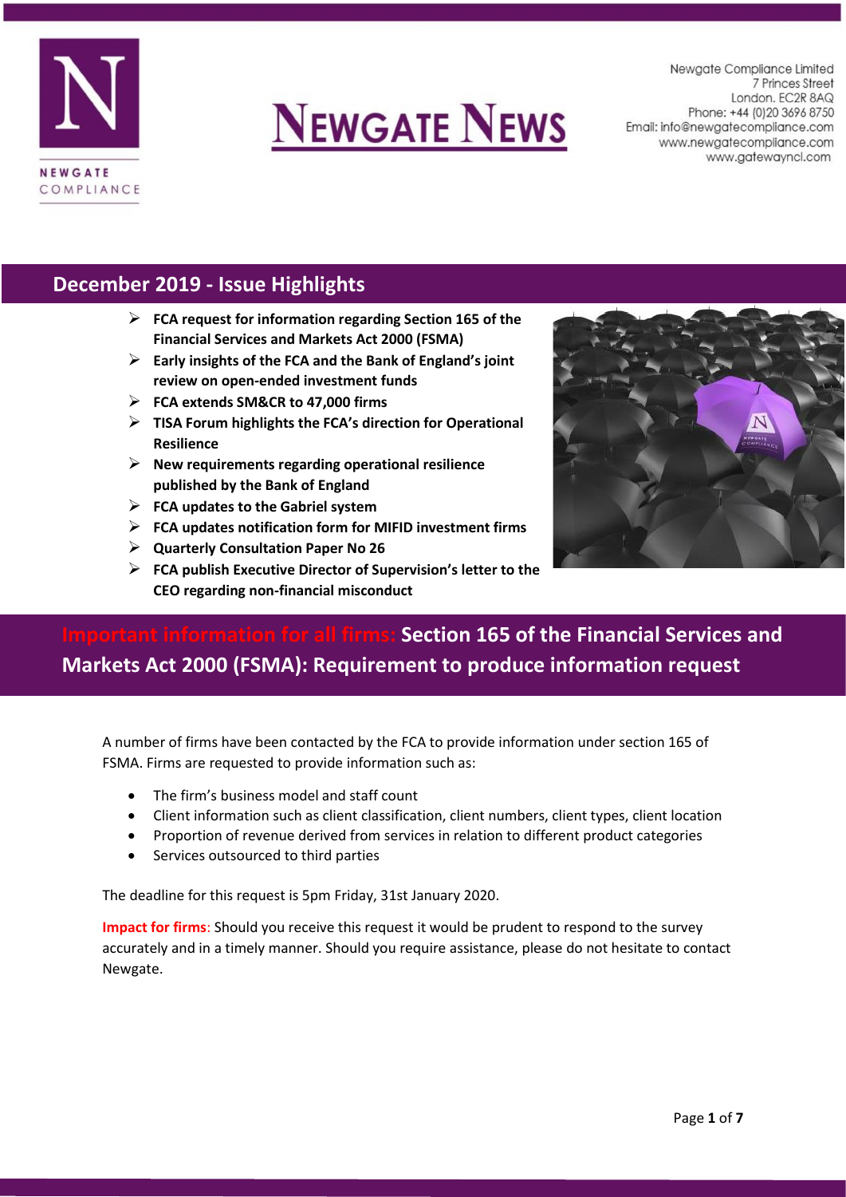# Newgate News

Newgate Compliance Limited
7 Princes Street
London. EC2R 8AQ
Phone: +44 (0)20 3696 8750
Email: info@newgatecompliance.com
www.newgatecompliance.com
www.gatewayncl.com

## December 2019 - Issue Highlights

- **FCA request for information regarding Section 165 of the Financial Services and Markets Act 2000 (FSMA)**
- **Early insights of the FCA and the Bank of England's joint review on open-ended investment funds**
- **FCA extends SM&CR to 47,000 firms**
- **TISA Forum highlights the FCA's direction for Operational Resilience**
- **New requirements regarding operational resilience published by the Bank of England**
- **FCA updates to the Gabriel system**
- **FCA updates notification form for MIFID investment firms**
- **Quarterly Consultation Paper No 26**
- **FCA publish Executive Director of Supervision's letter to the CEO regarding non-financial misconduct**

## Important information for all firms: Section 165 of the Financial Services and Markets Act 2000 (FSMA): Requirement to produce information request

A number of firms have been contacted by the FCA to provide information under section 165 of FSMA. Firms are requested to provide information such as:

- The firm's business model and staff count
- Client information such as client classification, client numbers, client types, client location
- Proportion of revenue derived from services in relation to different product categories
- Services outsourced to third parties

The deadline for this request is 5pm Friday, 31st January 2020.

**Impact for firms**: Should you receive this request it would be prudent to respond to the survey accurately and in a timely manner. Should you require assistance, please do not hesitate to contact Newgate.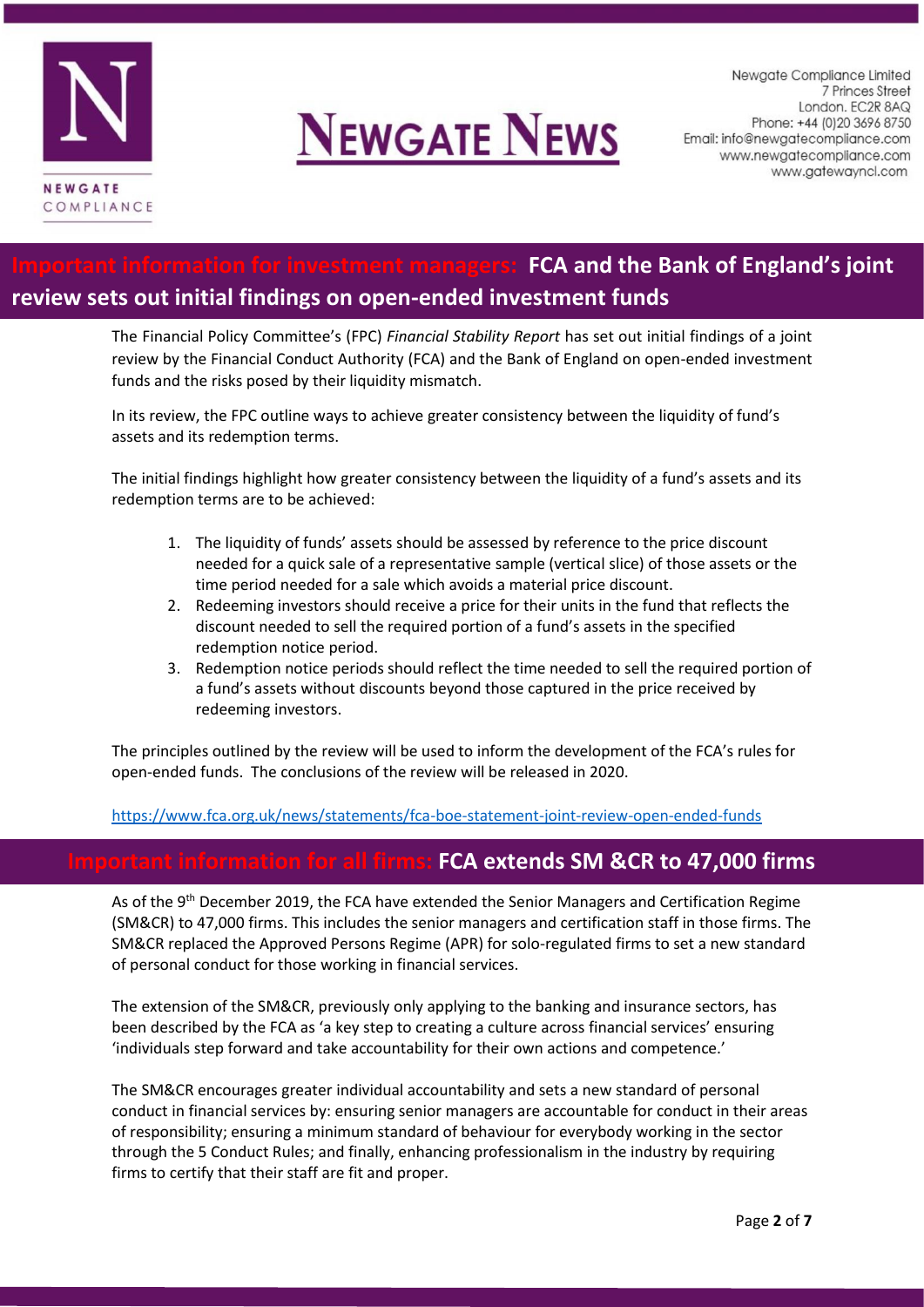## Important information for investment managers: FCA and the Bank of England's joint review sets out initial findings on open-ended investment funds

The Financial Policy Committee's (FPC) *Financial Stability Report* has set out initial findings of a joint review by the Financial Conduct Authority (FCA) and the Bank of England on open-ended investment funds and the risks posed by their liquidity mismatch.

In its review, the FPC outline ways to achieve greater consistency between the liquidity of fund's assets and its redemption terms.

The initial findings highlight how greater consistency between the liquidity of a fund's assets and its redemption terms are to be achieved:

1. The liquidity of funds' assets should be assessed by reference to the price discount needed for a quick sale of a representative sample (vertical slice) of those assets or the time period needed for a sale which avoids a material price discount.
2. Redeeming investors should receive a price for their units in the fund that reflects the discount needed to sell the required portion of a fund's assets in the specified redemption notice period.
3. Redemption notice periods should reflect the time needed to sell the required portion of a fund's assets without discounts beyond those captured in the price received by redeeming investors.

The principles outlined by the review will be used to inform the development of the FCA's rules for open-ended funds. The conclusions of the review will be released in 2020.

https://www.fca.org.uk/news/statements/fca-boe-statement-joint-review-open-ended-funds

## Important information for all firms: FCA extends SM &CR to 47,000 firms

As of the 9th December 2019, the FCA have extended the Senior Managers and Certification Regime (SM&CR) to 47,000 firms. This includes the senior managers and certification staff in those firms. The SM&CR replaced the Approved Persons Regime (APR) for solo-regulated firms to set a new standard of personal conduct for those working in financial services.

The extension of the SM&CR, previously only applying to the banking and insurance sectors, has been described by the FCA as 'a key step to creating a culture across financial services' ensuring 'individuals step forward and take accountability for their own actions and competence.'

The SM&CR encourages greater individual accountability and sets a new standard of personal conduct in financial services by: ensuring senior managers are accountable for conduct in their areas of responsibility; ensuring a minimum standard of behaviour for everybody working in the sector through the 5 Conduct Rules; and finally, enhancing professionalism in the industry by requiring firms to certify that their staff are fit and proper.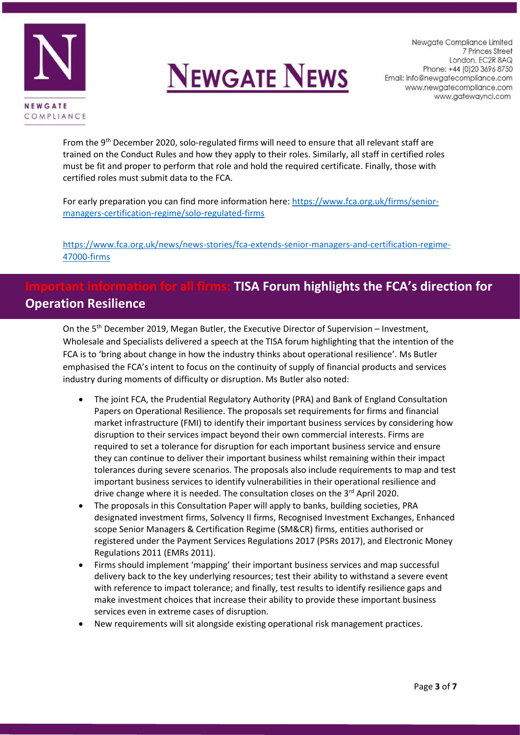From the 9th December 2020, solo-regulated firms will need to ensure that all relevant staff are trained on the Conduct Rules and how they apply to their roles. Similarly, all staff in certified roles must be fit and proper to perform that role and hold the required certificate. Finally, those with certified roles must submit data to the FCA.

For early preparation you can find more information here: [https://www.fca.org.uk/firms/senior-managers-certification-regime/solo-regulated-firms](https://www.fca.org.uk/firms/senior-managers-certification-regime/solo-regulated-firms)

[https://www.fca.org.uk/news/news-stories/fca-extends-senior-managers-and-certification-regime-47000-firms](https://www.fca.org.uk/news/news-stories/fca-extends-senior-managers-and-certification-regime-47000-firms)

## Important information for all firms: TISA Forum highlights the FCA's direction for Operation Resilience

On the 5th December 2019, Megan Butler, the Executive Director of Supervision – Investment, Wholesale and Specialists delivered a speech at the TISA forum highlighting that the intention of the FCA is to 'bring about change in how the industry thinks about operational resilience'. Ms Butler emphasised the FCA's intent to focus on the continuity of supply of financial products and services industry during moments of difficulty or disruption. Ms Butler also noted:

- The joint FCA, the Prudential Regulatory Authority (PRA) and Bank of England Consultation Papers on Operational Resilience. The proposals set requirements for firms and financial market infrastructure (FMI) to identify their important business services by considering how disruption to their services impact beyond their own commercial interests. Firms are required to set a tolerance for disruption for each important business service and ensure they can continue to deliver their important business whilst remaining within their impact tolerances during severe scenarios. The proposals also include requirements to map and test important business services to identify vulnerabilities in their operational resilience and drive change where it is needed. The consultation closes on the 3rd April 2020.
- The proposals in this Consultation Paper will apply to banks, building societies, PRA designated investment firms, Solvency II firms, Recognised Investment Exchanges, Enhanced scope Senior Managers & Certification Regime (SM&CR) firms, entities authorised or registered under the Payment Services Regulations 2017 (PSRs 2017), and Electronic Money Regulations 2011 (EMRs 2011).
- Firms should implement 'mapping' their important business services and map successful delivery back to the key underlying resources; test their ability to withstand a severe event with reference to impact tolerance; and finally, test results to identify resilience gaps and make investment choices that increase their ability to provide these important business services even in extreme cases of disruption.
- New requirements will sit alongside existing operational risk management practices.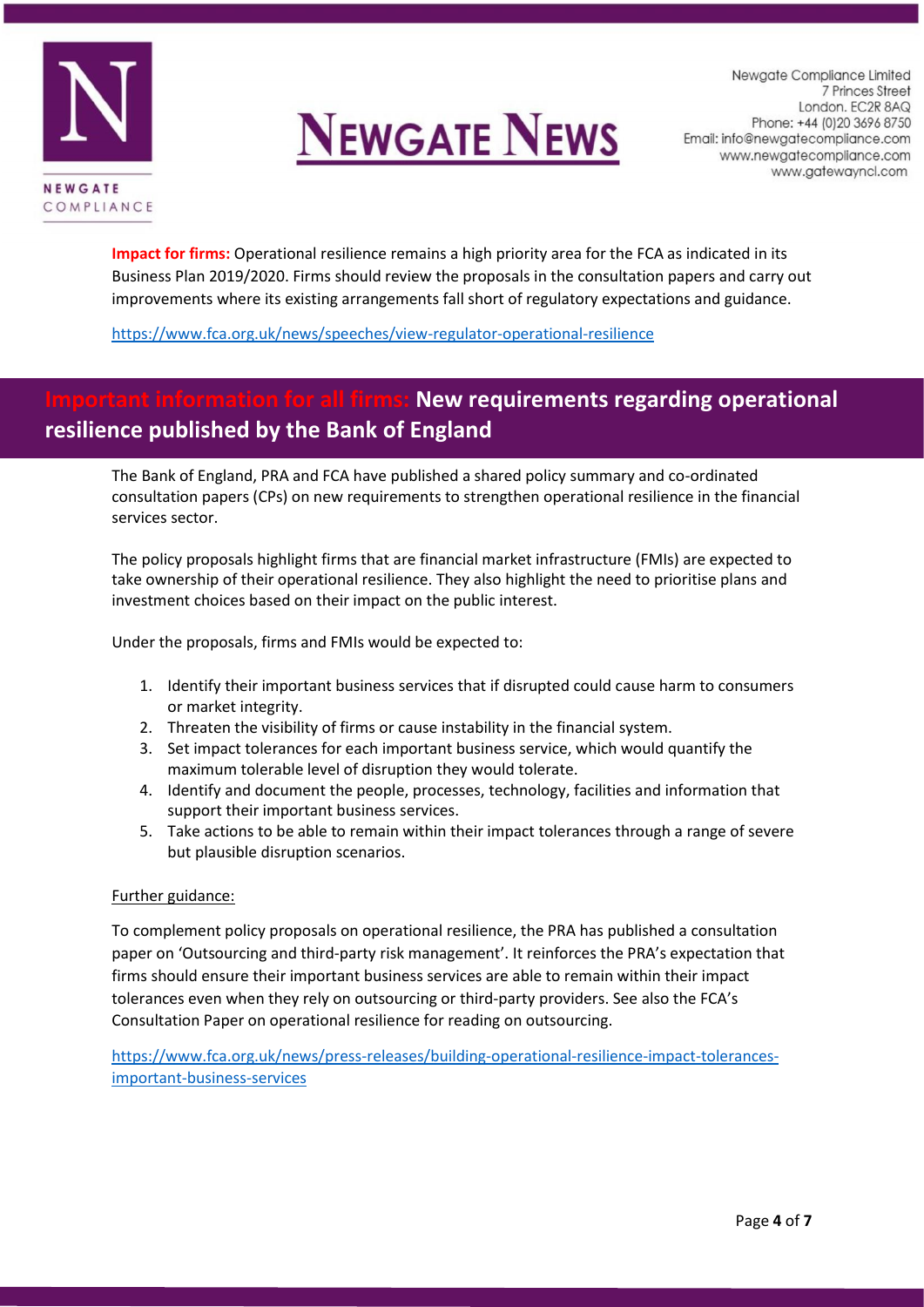**Impact for firms:** Operational resilience remains a high priority area for the FCA as indicated in its Business Plan 2019/2020. Firms should review the proposals in the consultation papers and carry out improvements where its existing arrangements fall short of regulatory expectations and guidance.

https://www.fca.org.uk/news/speeches/view-regulator-operational-resilience

## Important information for all firms: New requirements regarding operational resilience published by the Bank of England

The Bank of England, PRA and FCA have published a shared policy summary and co-ordinated consultation papers (CPs) on new requirements to strengthen operational resilience in the financial services sector.

The policy proposals highlight firms that are financial market infrastructure (FMIs) are expected to take ownership of their operational resilience. They also highlight the need to prioritise plans and investment choices based on their impact on the public interest.

Under the proposals, firms and FMIs would be expected to:

1. Identify their important business services that if disrupted could cause harm to consumers or market integrity.
2. Threaten the visibility of firms or cause instability in the financial system.
3. Set impact tolerances for each important business service, which would quantify the maximum tolerable level of disruption they would tolerate.
4. Identify and document the people, processes, technology, facilities and information that support their important business services.
5. Take actions to be able to remain within their impact tolerances through a range of severe but plausible disruption scenarios.

Further guidance:

To complement policy proposals on operational resilience, the PRA has published a consultation paper on 'Outsourcing and third-party risk management'. It reinforces the PRA's expectation that firms should ensure their important business services are able to remain within their impact tolerances even when they rely on outsourcing or third-party providers. See also the FCA's Consultation Paper on operational resilience for reading on outsourcing.

https://www.fca.org.uk/news/press-releases/building-operational-resilience-impact-tolerances-important-business-services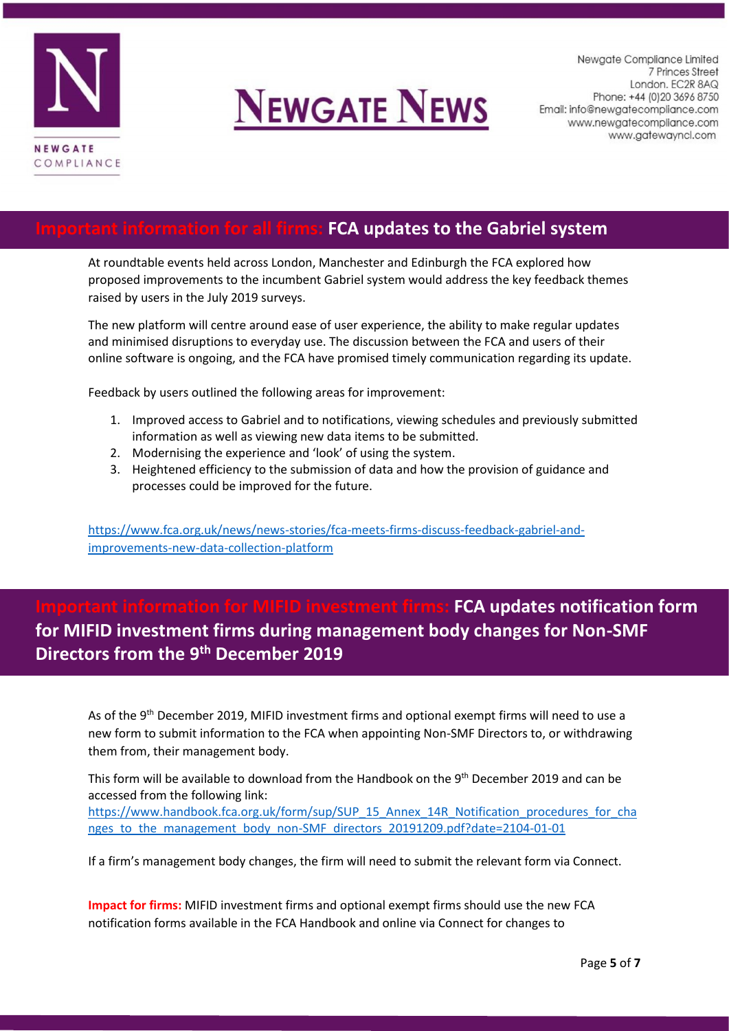## Important information for all firms: FCA updates to the Gabriel system

At roundtable events held across London, Manchester and Edinburgh the FCA explored how proposed improvements to the incumbent Gabriel system would address the key feedback themes raised by users in the July 2019 surveys.

The new platform will centre around ease of user experience, the ability to make regular updates and minimised disruptions to everyday use. The discussion between the FCA and users of their online software is ongoing, and the FCA have promised timely communication regarding its update.

Feedback by users outlined the following areas for improvement:

1. Improved access to Gabriel and to notifications, viewing schedules and previously submitted information as well as viewing new data items to be submitted.
2. Modernising the experience and 'look' of using the system.
3. Heightened efficiency to the submission of data and how the provision of guidance and processes could be improved for the future.

https://www.fca.org.uk/news/news-stories/fca-meets-firms-discuss-feedback-gabriel-and-improvements-new-data-collection-platform

## Important information for MIFID investment firms: FCA updates notification form for MIFID investment firms during management body changes for Non-SMF Directors from the 9th December 2019

As of the 9th December 2019, MIFID investment firms and optional exempt firms will need to use a new form to submit information to the FCA when appointing Non-SMF Directors to, or withdrawing them from, their management body.

This form will be available to download from the Handbook on the 9th December 2019 and can be accessed from the following link:
https://www.handbook.fca.org.uk/form/sup/SUP_15_Annex_14R_Notification_procedures_for_changes_to_the_management_body_non-SMF_directors_20191209.pdf?date=2104-01-01

If a firm's management body changes, the firm will need to submit the relevant form via Connect.

**Impact for firms:** MIFID investment firms and optional exempt firms should use the new FCA notification forms available in the FCA Handbook and online via Connect for changes to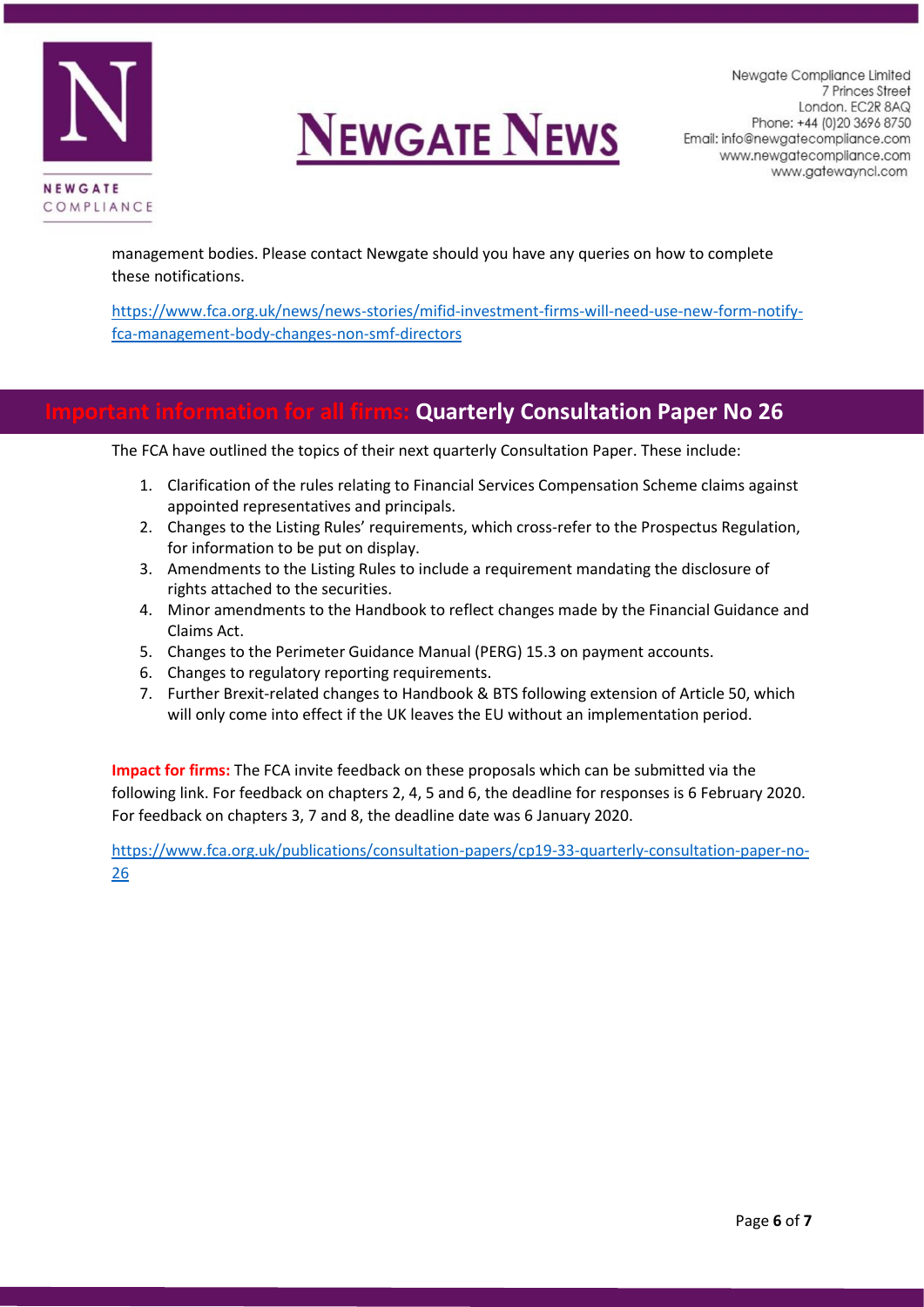management bodies. Please contact Newgate should you have any queries on how to complete these notifications.

https://www.fca.org.uk/news/news-stories/mifid-investment-firms-will-need-use-new-form-notify-fca-management-body-changes-non-smf-directors

## Important information for all firms: Quarterly Consultation Paper No 26

The FCA have outlined the topics of their next quarterly Consultation Paper. These include:

1. Clarification of the rules relating to Financial Services Compensation Scheme claims against appointed representatives and principals.
2. Changes to the Listing Rules' requirements, which cross-refer to the Prospectus Regulation, for information to be put on display.
3. Amendments to the Listing Rules to include a requirement mandating the disclosure of rights attached to the securities.
4. Minor amendments to the Handbook to reflect changes made by the Financial Guidance and Claims Act.
5. Changes to the Perimeter Guidance Manual (PERG) 15.3 on payment accounts.
6. Changes to regulatory reporting requirements.
7. Further Brexit-related changes to Handbook & BTS following extension of Article 50, which will only come into effect if the UK leaves the EU without an implementation period.

**Impact for firms:** The FCA invite feedback on these proposals which can be submitted via the following link. For feedback on chapters 2, 4, 5 and 6, the deadline for responses is 6 February 2020. For feedback on chapters 3, 7 and 8, the deadline date was 6 January 2020.

https://www.fca.org.uk/publications/consultation-papers/cp19-33-quarterly-consultation-paper-no-26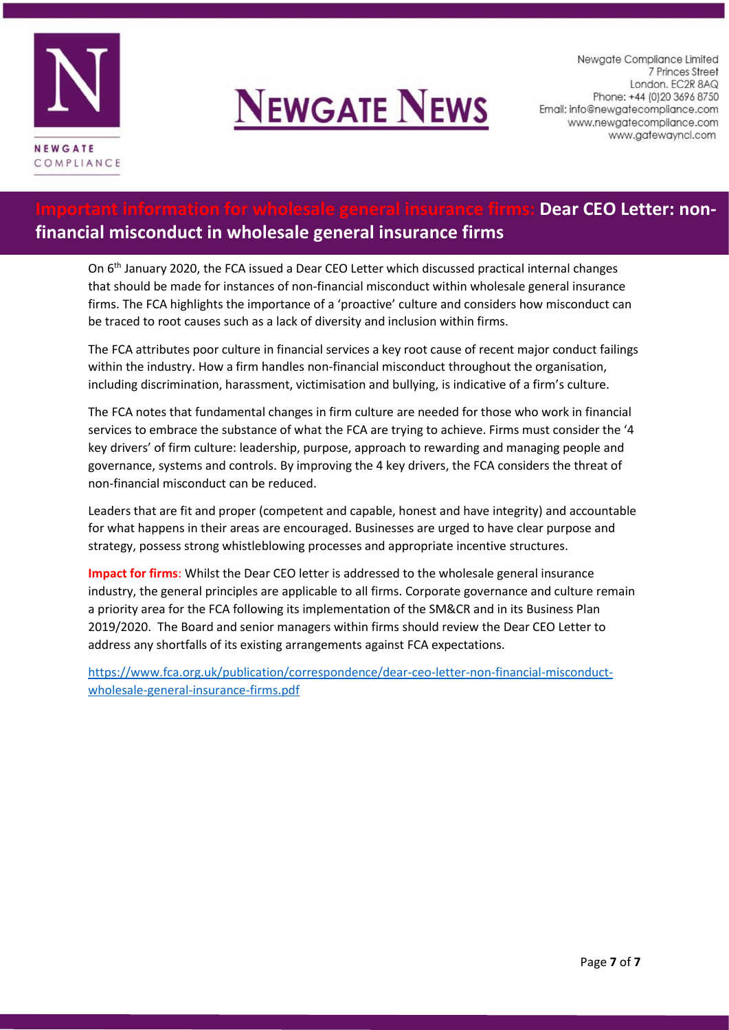## Important information for wholesale general insurance firms: Dear CEO Letter: non-financial misconduct in wholesale general insurance firms

On 6th January 2020, the FCA issued a Dear CEO Letter which discussed practical internal changes that should be made for instances of non-financial misconduct within wholesale general insurance firms. The FCA highlights the importance of a 'proactive' culture and considers how misconduct can be traced to root causes such as a lack of diversity and inclusion within firms.

The FCA attributes poor culture in financial services a key root cause of recent major conduct failings within the industry. How a firm handles non-financial misconduct throughout the organisation, including discrimination, harassment, victimisation and bullying, is indicative of a firm's culture.

The FCA notes that fundamental changes in firm culture are needed for those who work in financial services to embrace the substance of what the FCA are trying to achieve. Firms must consider the '4 key drivers' of firm culture: leadership, purpose, approach to rewarding and managing people and governance, systems and controls. By improving the 4 key drivers, the FCA considers the threat of non-financial misconduct can be reduced.

Leaders that are fit and proper (competent and capable, honest and have integrity) and accountable for what happens in their areas are encouraged. Businesses are urged to have clear purpose and strategy, possess strong whistleblowing processes and appropriate incentive structures.

**Impact for firms**: Whilst the Dear CEO letter is addressed to the wholesale general insurance industry, the general principles are applicable to all firms. Corporate governance and culture remain a priority area for the FCA following its implementation of the SM&CR and in its Business Plan 2019/2020. The Board and senior managers within firms should review the Dear CEO Letter to address any shortfalls of its existing arrangements against FCA expectations.

https://www.fca.org.uk/publication/correspondence/dear-ceo-letter-non-financial-misconduct-wholesale-general-insurance-firms.pdf